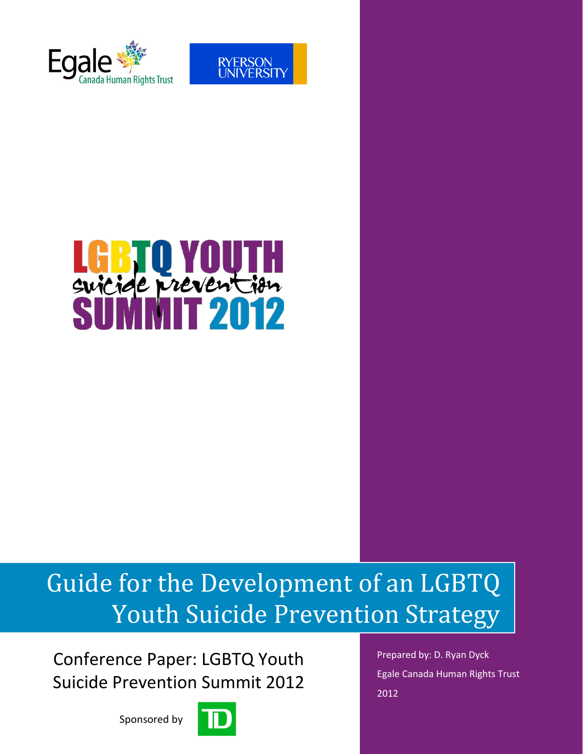Egale Canada Human Rights Trust

RYERSON UNIVERSITY

# LGBTQ YOUTH suicide prevention SUMMIT 2012

# Guide for the Development of an LGBTQ Youth Suicide Prevention Strategy

Conference Paper: LGBTQ Youth Suicide Prevention Summit 2012

Sponsored by TD

Prepared by: D. Ryan Dyck

Egale Canada Human Rights Trust

2012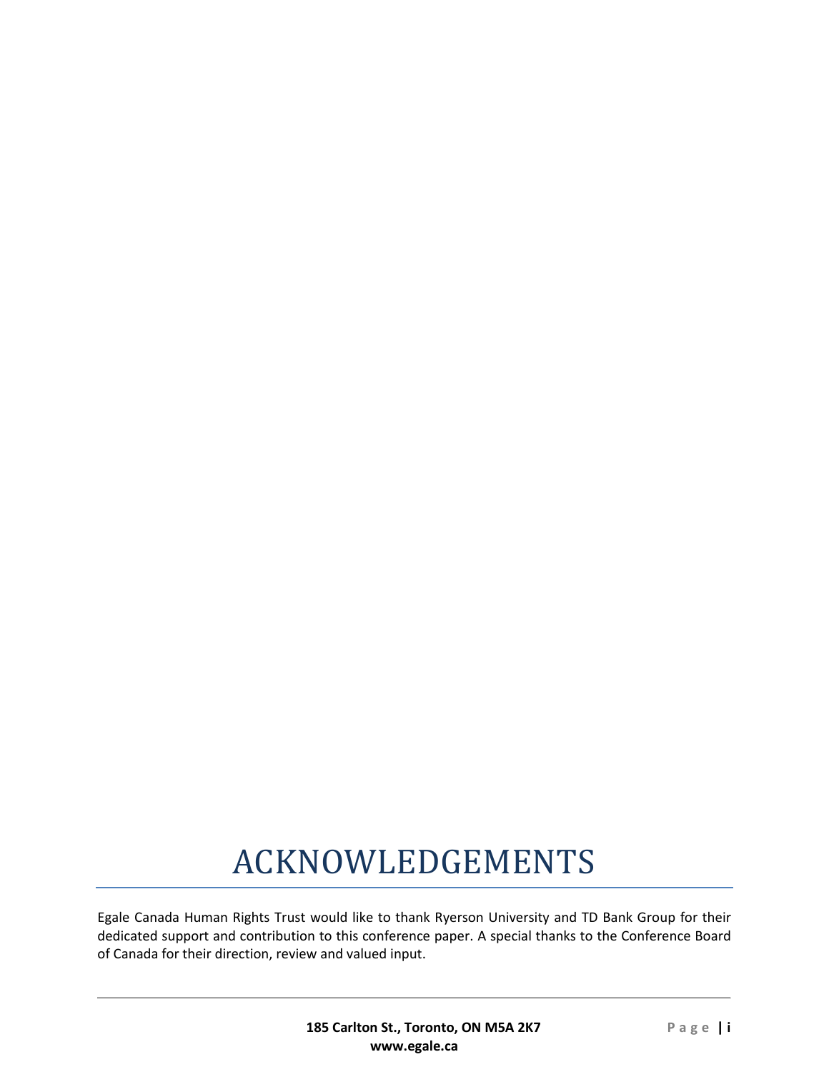# ACKNOWLEDGEMENTS

Egale Canada Human Rights Trust would like to thank Ryerson University and TD Bank Group for their dedicated support and contribution to this conference paper. A special thanks to the Conference Board of Canada for their direction, review and valued input.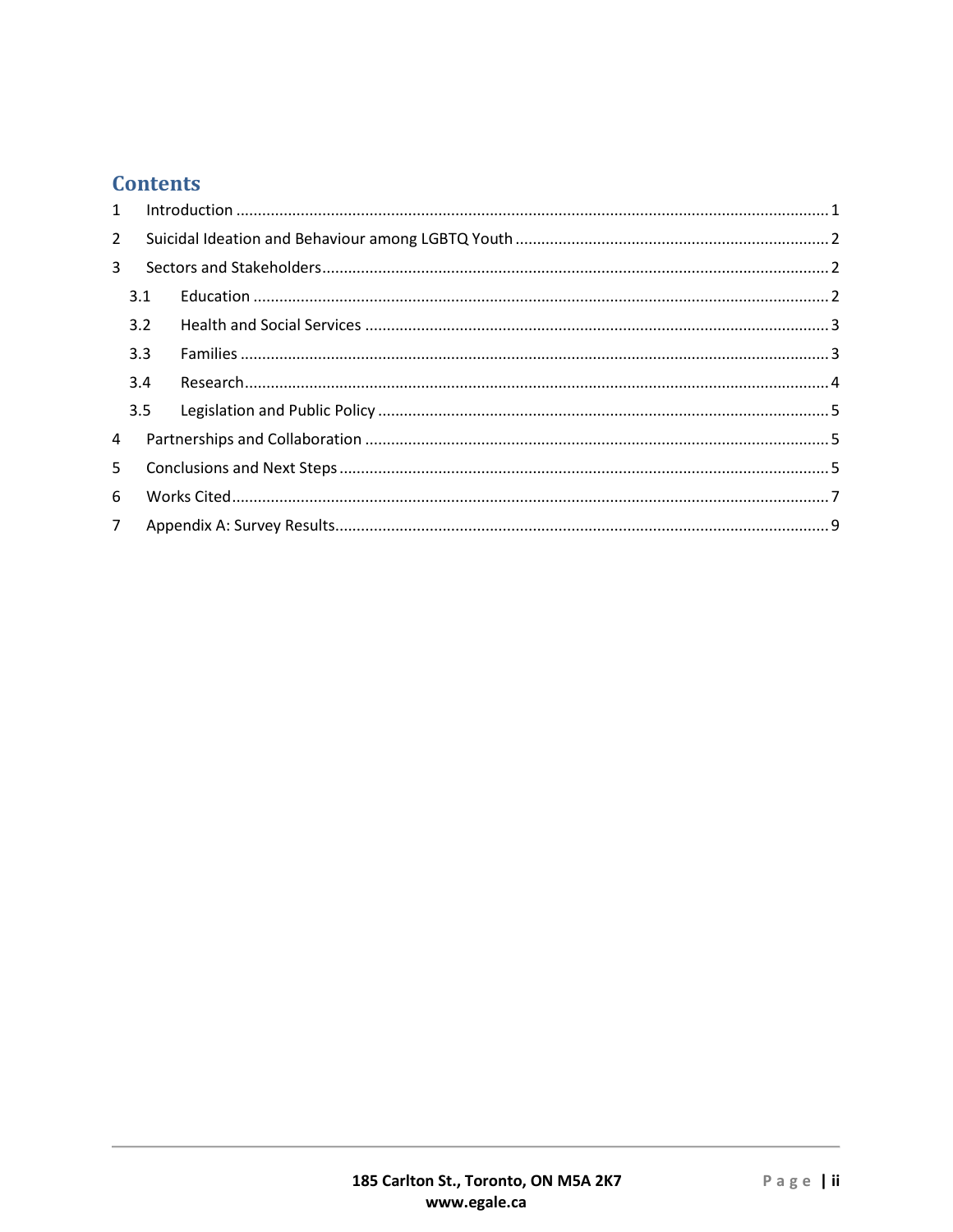# Contents

1 Introduction ........................................................................................................................................ 1

2 Suicidal Ideation and Behaviour among LGBTQ Youth ........................................................................ 2

3 Sectors and Stakeholders.................................................................................................................... 2

3.1 Education .................................................................................................................................... 2

3.2 Health and Social Services ........................................................................................................... 3

3.3 Families ....................................................................................................................................... 3

3.4 Research...................................................................................................................................... 4

3.5 Legislation and Public Policy ........................................................................................................ 5

4 Partnerships and Collaboration ........................................................................................................... 5

5 Conclusions and Next Steps................................................................................................................. 5

6 Works Cited......................................................................................................................................... 7

7 Appendix A: Survey Results.................................................................................................................. 9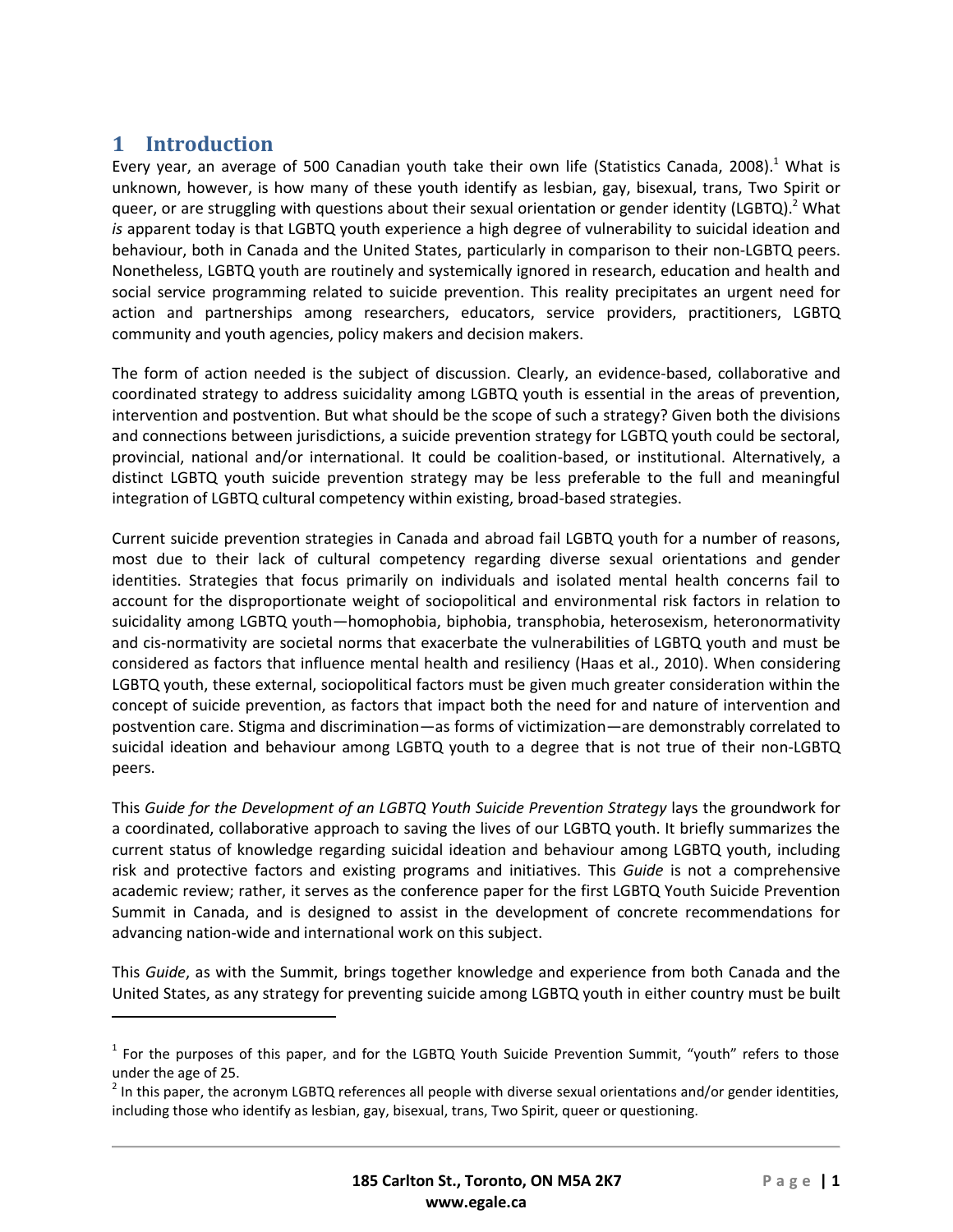# 1 Introduction

Every year, an average of 500 Canadian youth take their own life (Statistics Canada, 2008).[1] What is unknown, however, is how many of these youth identify as lesbian, gay, bisexual, trans, Two Spirit or queer, or are struggling with questions about their sexual orientation or gender identity (LGBTQ).[2] What *is* apparent today is that LGBTQ youth experience a high degree of vulnerability to suicidal ideation and behaviour, both in Canada and the United States, particularly in comparison to their non-LGBTQ peers. Nonetheless, LGBTQ youth are routinely and systemically ignored in research, education and health and social service programming related to suicide prevention. This reality precipitates an urgent need for action and partnerships among researchers, educators, service providers, practitioners, LGBTQ community and youth agencies, policy makers and decision makers.

The form of action needed is the subject of discussion. Clearly, an evidence-based, collaborative and coordinated strategy to address suicidality among LGBTQ youth is essential in the areas of prevention, intervention and postvention. But what should be the scope of such a strategy? Given both the divisions and connections between jurisdictions, a suicide prevention strategy for LGBTQ youth could be sectoral, provincial, national and/or international. It could be coalition-based, or institutional. Alternatively, a distinct LGBTQ youth suicide prevention strategy may be less preferable to the full and meaningful integration of LGBTQ cultural competency within existing, broad-based strategies.

Current suicide prevention strategies in Canada and abroad fail LGBTQ youth for a number of reasons, most due to their lack of cultural competency regarding diverse sexual orientations and gender identities. Strategies that focus primarily on individuals and isolated mental health concerns fail to account for the disproportionate weight of sociopolitical and environmental risk factors in relation to suicidality among LGBTQ youth—homophobia, biphobia, transphobia, heterosexism, heteronormativity and cis-normativity are societal norms that exacerbate the vulnerabilities of LGBTQ youth and must be considered as factors that influence mental health and resiliency (Haas et al., 2010). When considering LGBTQ youth, these external, sociopolitical factors must be given much greater consideration within the concept of suicide prevention, as factors that impact both the need for and nature of intervention and postvention care. Stigma and discrimination—as forms of victimization—are demonstrably correlated to suicidal ideation and behaviour among LGBTQ youth to a degree that is not true of their non-LGBTQ peers.

This *Guide for the Development of an LGBTQ Youth Suicide Prevention Strategy* lays the groundwork for a coordinated, collaborative approach to saving the lives of our LGBTQ youth. It briefly summarizes the current status of knowledge regarding suicidal ideation and behaviour among LGBTQ youth, including risk and protective factors and existing programs and initiatives. This *Guide* is not a comprehensive academic review; rather, it serves as the conference paper for the first LGBTQ Youth Suicide Prevention Summit in Canada, and is designed to assist in the development of concrete recommendations for advancing nation-wide and international work on this subject.

This *Guide*, as with the Summit, brings together knowledge and experience from both Canada and the United States, as any strategy for preventing suicide among LGBTQ youth in either country must be built

---

[1] For the purposes of this paper, and for the LGBTQ Youth Suicide Prevention Summit, "youth" refers to those under the age of 25.

[2] In this paper, the acronym LGBTQ references all people with diverse sexual orientations and/or gender identities, including those who identify as lesbian, gay, bisexual, trans, Two Spirit, queer or questioning.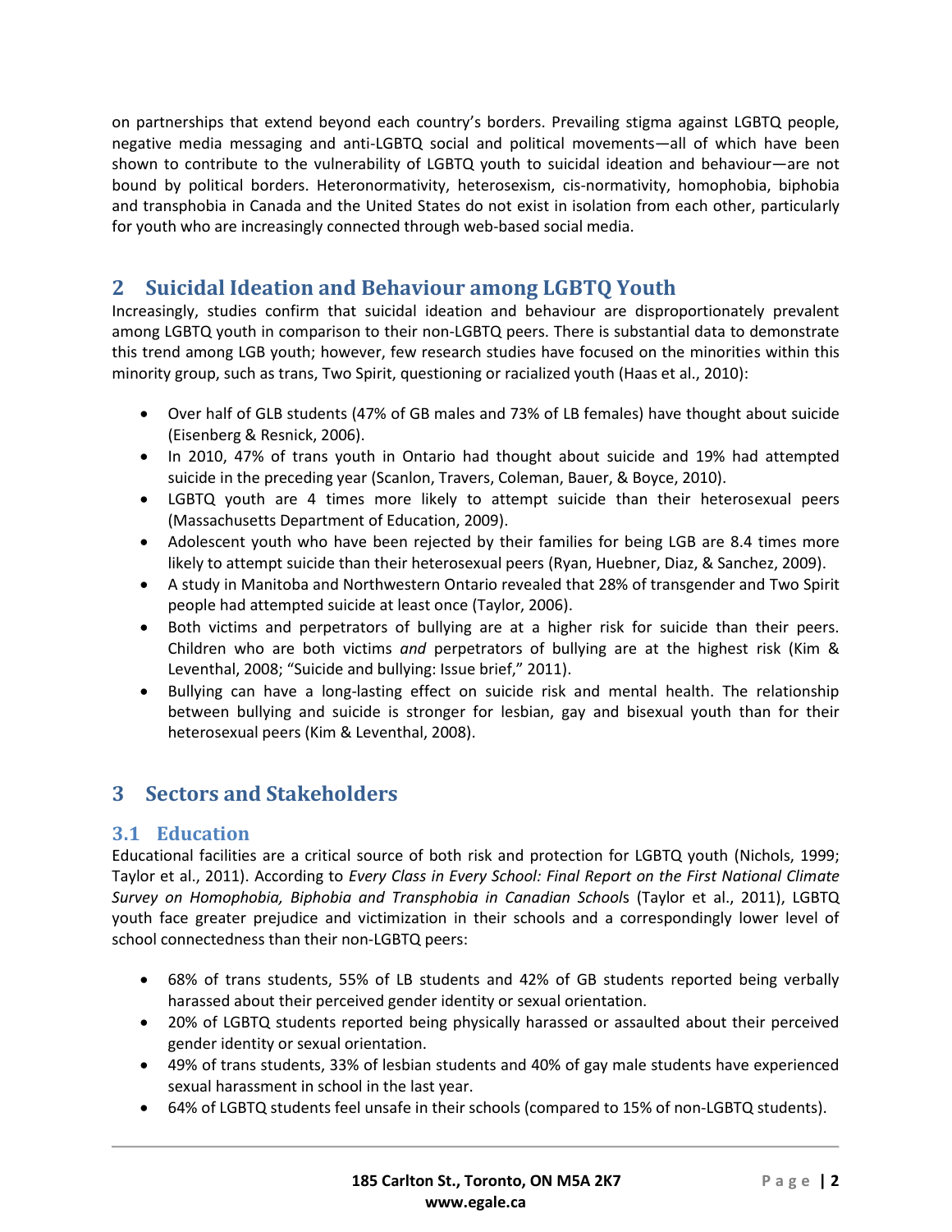on partnerships that extend beyond each country's borders. Prevailing stigma against LGBTQ people, negative media messaging and anti-LGBTQ social and political movements—all of which have been shown to contribute to the vulnerability of LGBTQ youth to suicidal ideation and behaviour—are not bound by political borders. Heteronormativity, heterosexism, cis-normativity, homophobia, biphobia and transphobia in Canada and the United States do not exist in isolation from each other, particularly for youth who are increasingly connected through web-based social media.

# 2 Suicidal Ideation and Behaviour among LGBTQ Youth

Increasingly, studies confirm that suicidal ideation and behaviour are disproportionately prevalent among LGBTQ youth in comparison to their non-LGBTQ peers. There is substantial data to demonstrate this trend among LGB youth; however, few research studies have focused on the minorities within this minority group, such as trans, Two Spirit, questioning or racialized youth (Haas et al., 2010):

- Over half of GLB students (47% of GB males and 73% of LB females) have thought about suicide (Eisenberg & Resnick, 2006).
- In 2010, 47% of trans youth in Ontario had thought about suicide and 19% had attempted suicide in the preceding year (Scanlon, Travers, Coleman, Bauer, & Boyce, 2010).
- LGBTQ youth are 4 times more likely to attempt suicide than their heterosexual peers (Massachusetts Department of Education, 2009).
- Adolescent youth who have been rejected by their families for being LGB are 8.4 times more likely to attempt suicide than their heterosexual peers (Ryan, Huebner, Diaz, & Sanchez, 2009).
- A study in Manitoba and Northwestern Ontario revealed that 28% of transgender and Two Spirit people had attempted suicide at least once (Taylor, 2006).
- Both victims and perpetrators of bullying are at a higher risk for suicide than their peers. Children who are both victims *and* perpetrators of bullying are at the highest risk (Kim & Leventhal, 2008; "Suicide and bullying: Issue brief," 2011).
- Bullying can have a long-lasting effect on suicide risk and mental health. The relationship between bullying and suicide is stronger for lesbian, gay and bisexual youth than for their heterosexual peers (Kim & Leventhal, 2008).

# 3 Sectors and Stakeholders

## 3.1 Education

Educational facilities are a critical source of both risk and protection for LGBTQ youth (Nichols, 1999; Taylor et al., 2011). According to *Every Class in Every School: Final Report on the First National Climate Survey on Homophobia, Biphobia and Transphobia in Canadian Schools* (Taylor et al., 2011), LGBTQ youth face greater prejudice and victimization in their schools and a correspondingly lower level of school connectedness than their non-LGBTQ peers:

- 68% of trans students, 55% of LB students and 42% of GB students reported being verbally harassed about their perceived gender identity or sexual orientation.
- 20% of LGBTQ students reported being physically harassed or assaulted about their perceived gender identity or sexual orientation.
- 49% of trans students, 33% of lesbian students and 40% of gay male students have experienced sexual harassment in school in the last year.
- 64% of LGBTQ students feel unsafe in their schools (compared to 15% of non-LGBTQ students).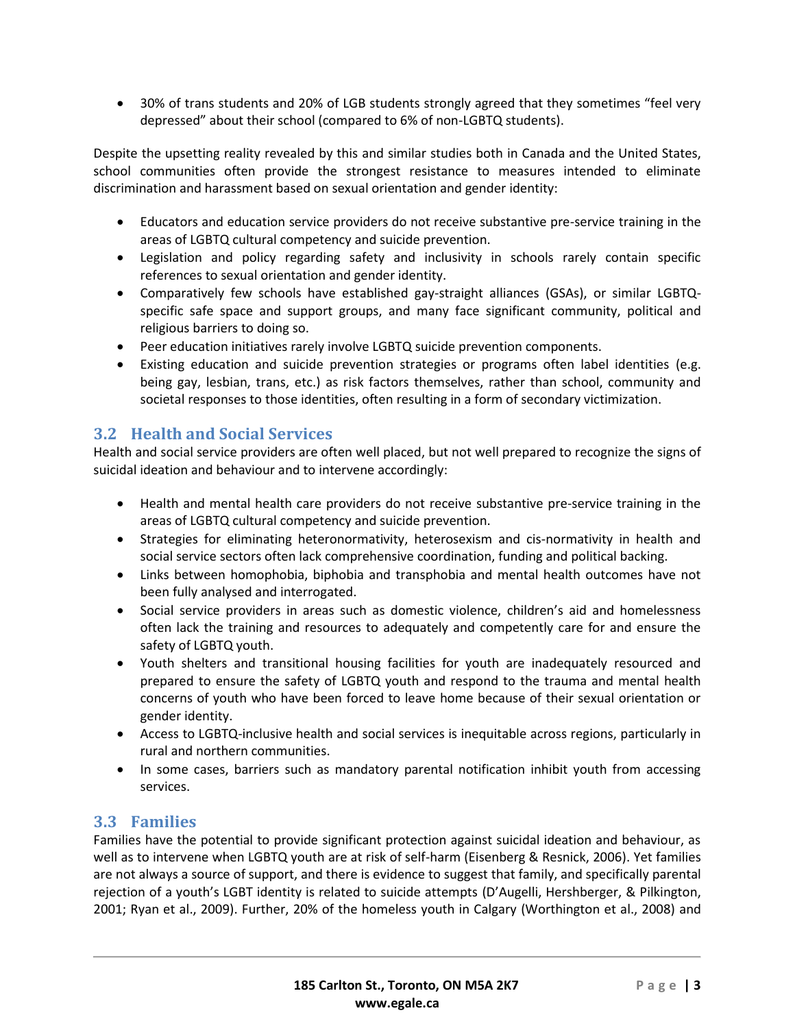- 30% of trans students and 20% of LGB students strongly agreed that they sometimes "feel very depressed" about their school (compared to 6% of non-LGBTQ students).

Despite the upsetting reality revealed by this and similar studies both in Canada and the United States, school communities often provide the strongest resistance to measures intended to eliminate discrimination and harassment based on sexual orientation and gender identity:

- Educators and education service providers do not receive substantive pre-service training in the areas of LGBTQ cultural competency and suicide prevention.
- Legislation and policy regarding safety and inclusivity in schools rarely contain specific references to sexual orientation and gender identity.
- Comparatively few schools have established gay-straight alliances (GSAs), or similar LGBTQ-specific safe space and support groups, and many face significant community, political and religious barriers to doing so.
- Peer education initiatives rarely involve LGBTQ suicide prevention components.
- Existing education and suicide prevention strategies or programs often label identities (e.g. being gay, lesbian, trans, etc.) as risk factors themselves, rather than school, community and societal responses to those identities, often resulting in a form of secondary victimization.

## 3.2 Health and Social Services

Health and social service providers are often well placed, but not well prepared to recognize the signs of suicidal ideation and behaviour and to intervene accordingly:

- Health and mental health care providers do not receive substantive pre-service training in the areas of LGBTQ cultural competency and suicide prevention.
- Strategies for eliminating heteronormativity, heterosexism and cis-normativity in health and social service sectors often lack comprehensive coordination, funding and political backing.
- Links between homophobia, biphobia and transphobia and mental health outcomes have not been fully analysed and interrogated.
- Social service providers in areas such as domestic violence, children's aid and homelessness often lack the training and resources to adequately and competently care for and ensure the safety of LGBTQ youth.
- Youth shelters and transitional housing facilities for youth are inadequately resourced and prepared to ensure the safety of LGBTQ youth and respond to the trauma and mental health concerns of youth who have been forced to leave home because of their sexual orientation or gender identity.
- Access to LGBTQ-inclusive health and social services is inequitable across regions, particularly in rural and northern communities.
- In some cases, barriers such as mandatory parental notification inhibit youth from accessing services.

## 3.3 Families

Families have the potential to provide significant protection against suicidal ideation and behaviour, as well as to intervene when LGBTQ youth are at risk of self-harm (Eisenberg & Resnick, 2006). Yet families are not always a source of support, and there is evidence to suggest that family, and specifically parental rejection of a youth's LGBT identity is related to suicide attempts (D'Augelli, Hershberger, & Pilkington, 2001; Ryan et al., 2009). Further, 20% of the homeless youth in Calgary (Worthington et al., 2008) and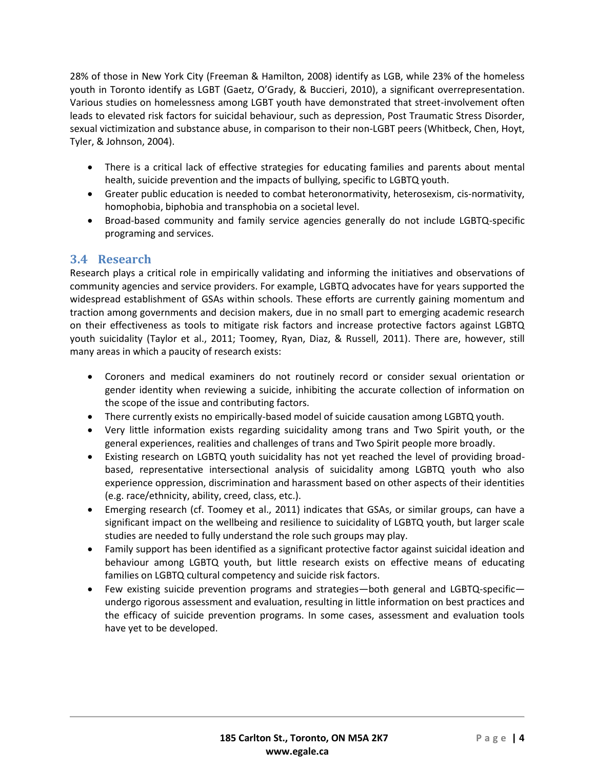28% of those in New York City (Freeman & Hamilton, 2008) identify as LGB, while 23% of the homeless youth in Toronto identify as LGBT (Gaetz, O'Grady, & Buccieri, 2010), a significant overrepresentation. Various studies on homelessness among LGBT youth have demonstrated that street-involvement often leads to elevated risk factors for suicidal behaviour, such as depression, Post Traumatic Stress Disorder, sexual victimization and substance abuse, in comparison to their non-LGBT peers (Whitbeck, Chen, Hoyt, Tyler, & Johnson, 2004).

- There is a critical lack of effective strategies for educating families and parents about mental health, suicide prevention and the impacts of bullying, specific to LGBTQ youth.
- Greater public education is needed to combat heteronormativity, heterosexism, cis-normativity, homophobia, biphobia and transphobia on a societal level.
- Broad-based community and family service agencies generally do not include LGBTQ-specific programing and services.

## 3.4 Research

Research plays a critical role in empirically validating and informing the initiatives and observations of community agencies and service providers. For example, LGBTQ advocates have for years supported the widespread establishment of GSAs within schools. These efforts are currently gaining momentum and traction among governments and decision makers, due in no small part to emerging academic research on their effectiveness as tools to mitigate risk factors and increase protective factors against LGBTQ youth suicidality (Taylor et al., 2011; Toomey, Ryan, Diaz, & Russell, 2011). There are, however, still many areas in which a paucity of research exists:

- Coroners and medical examiners do not routinely record or consider sexual orientation or gender identity when reviewing a suicide, inhibiting the accurate collection of information on the scope of the issue and contributing factors.
- There currently exists no empirically-based model of suicide causation among LGBTQ youth.
- Very little information exists regarding suicidality among trans and Two Spirit youth, or the general experiences, realities and challenges of trans and Two Spirit people more broadly.
- Existing research on LGBTQ youth suicidality has not yet reached the level of providing broad-based, representative intersectional analysis of suicidality among LGBTQ youth who also experience oppression, discrimination and harassment based on other aspects of their identities (e.g. race/ethnicity, ability, creed, class, etc.).
- Emerging research (cf. Toomey et al., 2011) indicates that GSAs, or similar groups, can have a significant impact on the wellbeing and resilience to suicidality of LGBTQ youth, but larger scale studies are needed to fully understand the role such groups may play.
- Family support has been identified as a significant protective factor against suicidal ideation and behaviour among LGBTQ youth, but little research exists on effective means of educating families on LGBTQ cultural competency and suicide risk factors.
- Few existing suicide prevention programs and strategies—both general and LGBTQ-specific—undergo rigorous assessment and evaluation, resulting in little information on best practices and the efficacy of suicide prevention programs. In some cases, assessment and evaluation tools have yet to be developed.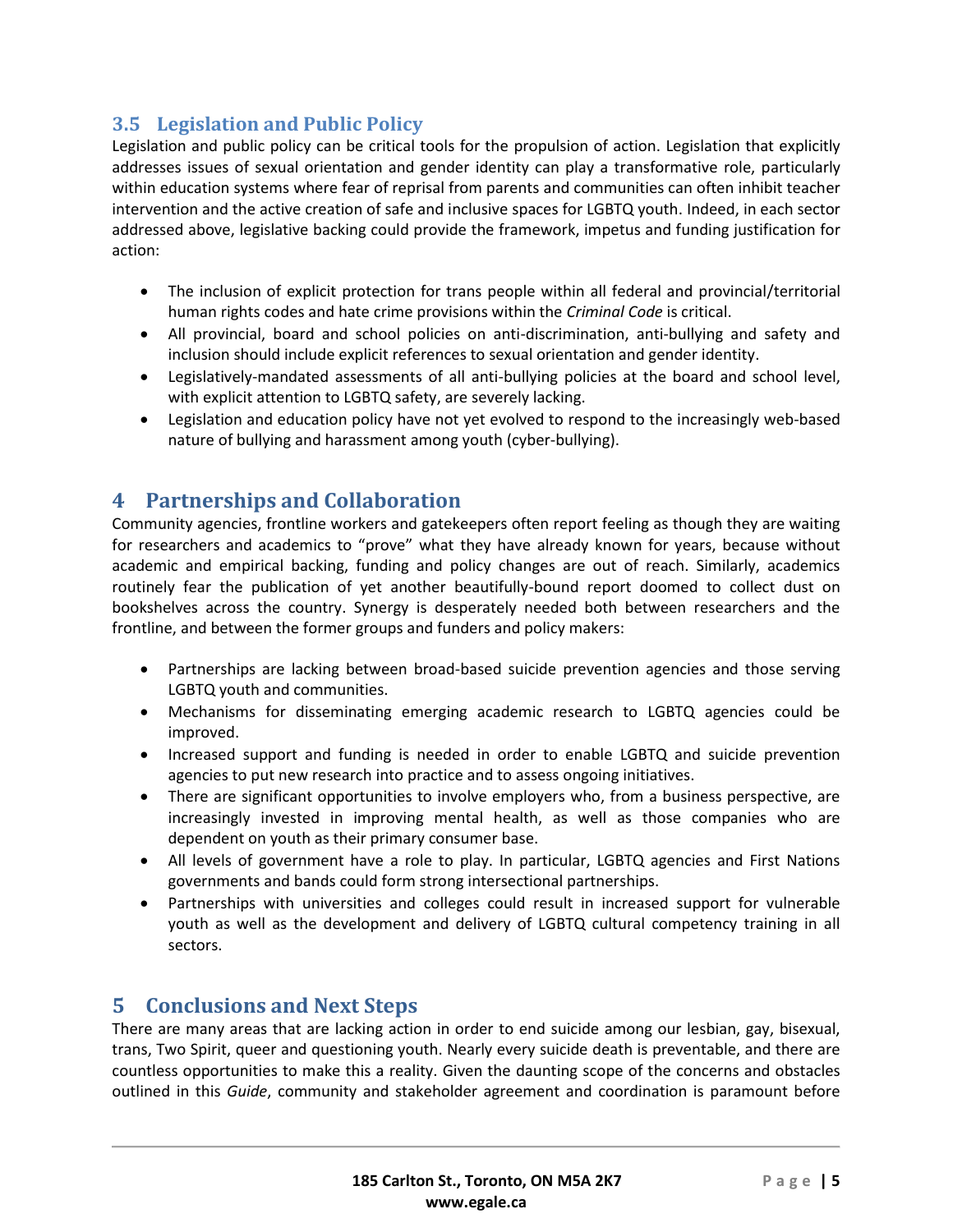### 3.5 Legislation and Public Policy

Legislation and public policy can be critical tools for the propulsion of action. Legislation that explicitly addresses issues of sexual orientation and gender identity can play a transformative role, particularly within education systems where fear of reprisal from parents and communities can often inhibit teacher intervention and the active creation of safe and inclusive spaces for LGBTQ youth. Indeed, in each sector addressed above, legislative backing could provide the framework, impetus and funding justification for action:

- The inclusion of explicit protection for trans people within all federal and provincial/territorial human rights codes and hate crime provisions within the *Criminal Code* is critical.
- All provincial, board and school policies on anti-discrimination, anti-bullying and safety and inclusion should include explicit references to sexual orientation and gender identity.
- Legislatively-mandated assessments of all anti-bullying policies at the board and school level, with explicit attention to LGBTQ safety, are severely lacking.
- Legislation and education policy have not yet evolved to respond to the increasingly web-based nature of bullying and harassment among youth (cyber-bullying).

## 4 Partnerships and Collaboration

Community agencies, frontline workers and gatekeepers often report feeling as though they are waiting for researchers and academics to "prove" what they have already known for years, because without academic and empirical backing, funding and policy changes are out of reach. Similarly, academics routinely fear the publication of yet another beautifully-bound report doomed to collect dust on bookshelves across the country. Synergy is desperately needed both between researchers and the frontline, and between the former groups and funders and policy makers:

- Partnerships are lacking between broad-based suicide prevention agencies and those serving LGBTQ youth and communities.
- Mechanisms for disseminating emerging academic research to LGBTQ agencies could be improved.
- Increased support and funding is needed in order to enable LGBTQ and suicide prevention agencies to put new research into practice and to assess ongoing initiatives.
- There are significant opportunities to involve employers who, from a business perspective, are increasingly invested in improving mental health, as well as those companies who are dependent on youth as their primary consumer base.
- All levels of government have a role to play. In particular, LGBTQ agencies and First Nations governments and bands could form strong intersectional partnerships.
- Partnerships with universities and colleges could result in increased support for vulnerable youth as well as the development and delivery of LGBTQ cultural competency training in all sectors.

## 5 Conclusions and Next Steps

There are many areas that are lacking action in order to end suicide among our lesbian, gay, bisexual, trans, Two Spirit, queer and questioning youth. Nearly every suicide death is preventable, and there are countless opportunities to make this a reality. Given the daunting scope of the concerns and obstacles outlined in this *Guide*, community and stakeholder agreement and coordination is paramount before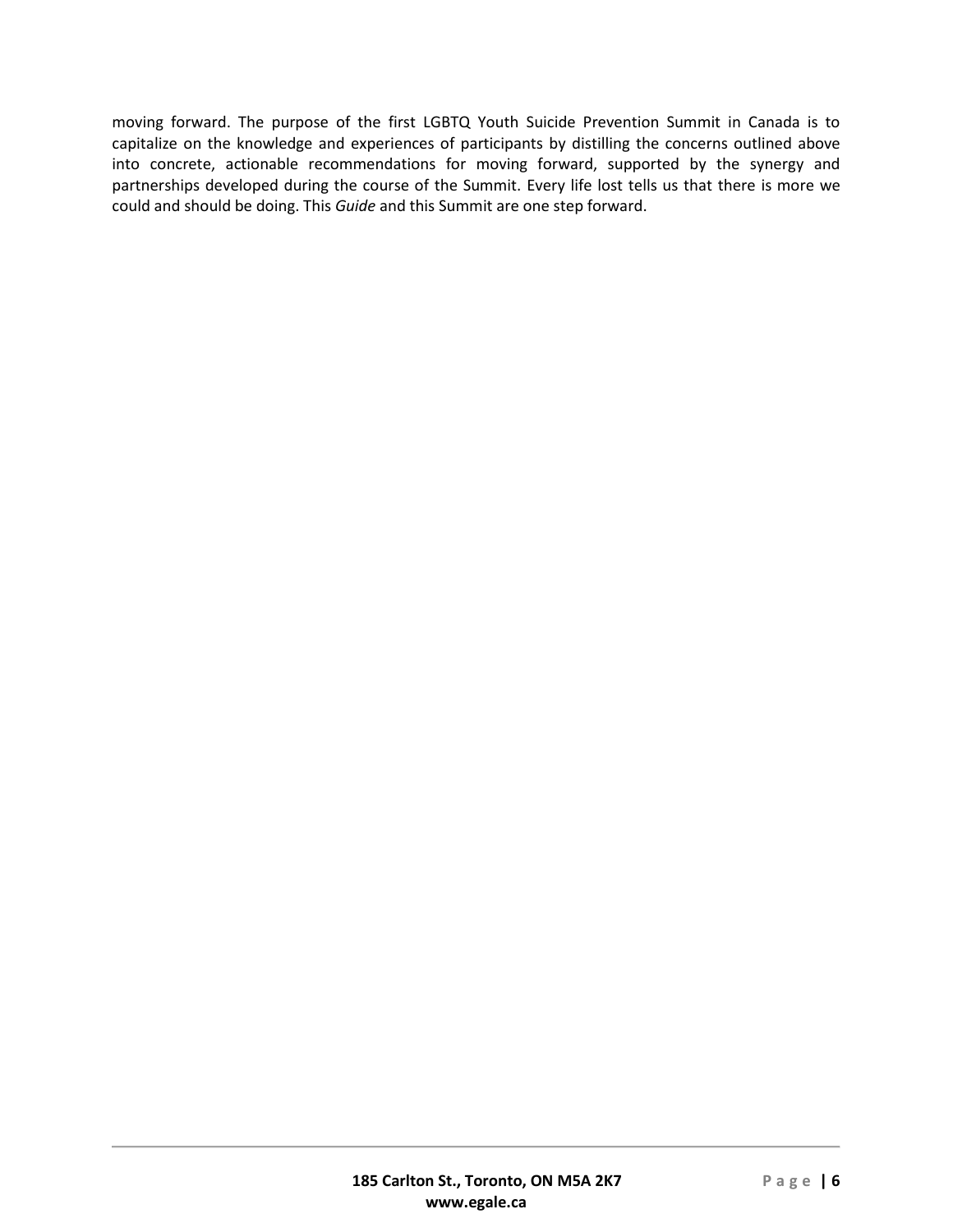moving forward. The purpose of the first LGBTQ Youth Suicide Prevention Summit in Canada is to capitalize on the knowledge and experiences of participants by distilling the concerns outlined above into concrete, actionable recommendations for moving forward, supported by the synergy and partnerships developed during the course of the Summit. Every life lost tells us that there is more we could and should be doing. This *Guide* and this Summit are one step forward.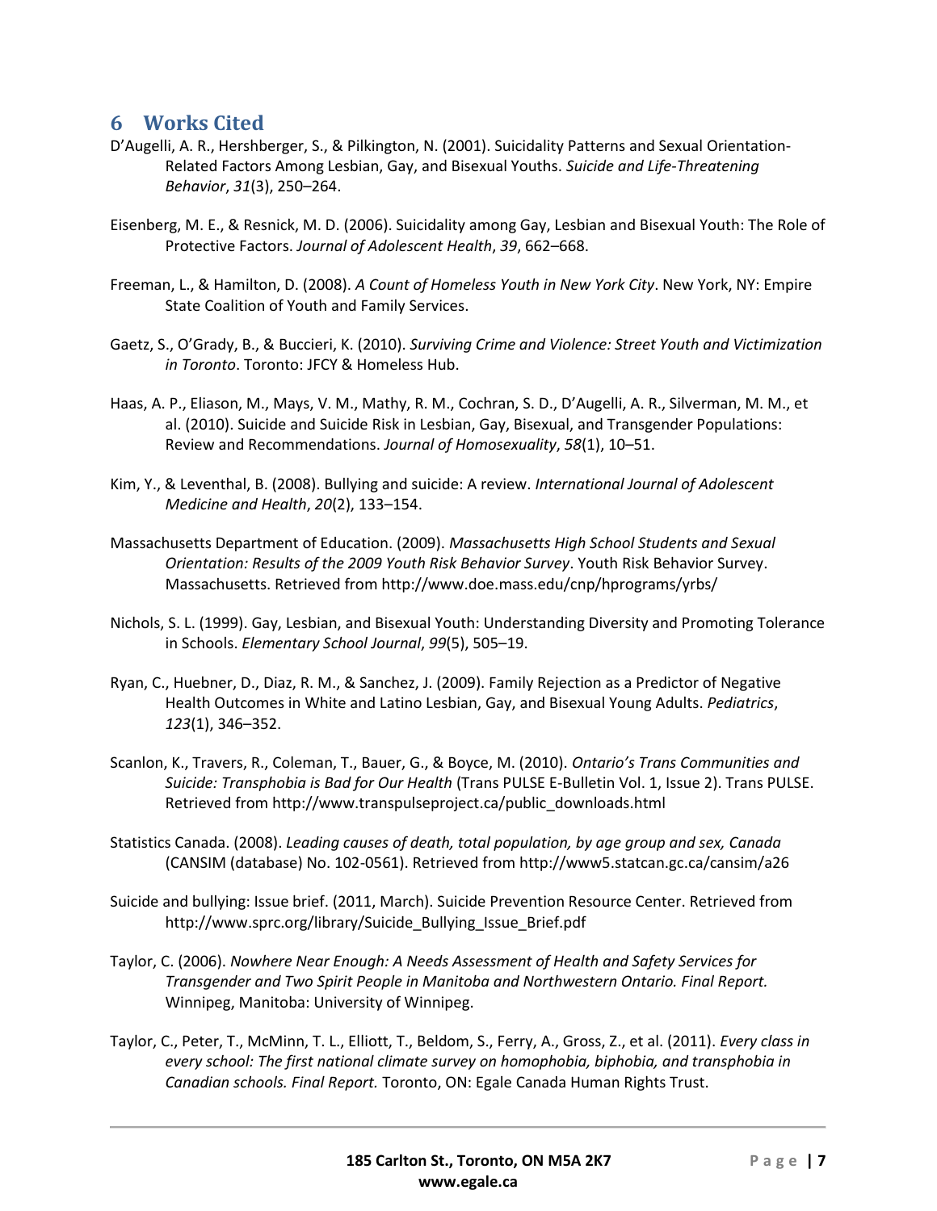## 6 Works Cited

D'Augelli, A. R., Hershberger, S., & Pilkington, N. (2001). Suicidality Patterns and Sexual Orientation-Related Factors Among Lesbian, Gay, and Bisexual Youths. *Suicide and Life-Threatening Behavior*, *31*(3), 250–264.

Eisenberg, M. E., & Resnick, M. D. (2006). Suicidality among Gay, Lesbian and Bisexual Youth: The Role of Protective Factors. *Journal of Adolescent Health*, *39*, 662–668.

Freeman, L., & Hamilton, D. (2008). *A Count of Homeless Youth in New York City*. New York, NY: Empire State Coalition of Youth and Family Services.

Gaetz, S., O'Grady, B., & Buccieri, K. (2010). *Surviving Crime and Violence: Street Youth and Victimization in Toronto*. Toronto: JFCY & Homeless Hub.

Haas, A. P., Eliason, M., Mays, V. M., Mathy, R. M., Cochran, S. D., D'Augelli, A. R., Silverman, M. M., et al. (2010). Suicide and Suicide Risk in Lesbian, Gay, Bisexual, and Transgender Populations: Review and Recommendations. *Journal of Homosexuality*, *58*(1), 10–51.

Kim, Y., & Leventhal, B. (2008). Bullying and suicide: A review. *International Journal of Adolescent Medicine and Health*, *20*(2), 133–154.

Massachusetts Department of Education. (2009). *Massachusetts High School Students and Sexual Orientation: Results of the 2009 Youth Risk Behavior Survey*. Youth Risk Behavior Survey. Massachusetts. Retrieved from http://www.doe.mass.edu/cnp/hprograms/yrbs/

Nichols, S. L. (1999). Gay, Lesbian, and Bisexual Youth: Understanding Diversity and Promoting Tolerance in Schools. *Elementary School Journal*, *99*(5), 505–19.

Ryan, C., Huebner, D., Diaz, R. M., & Sanchez, J. (2009). Family Rejection as a Predictor of Negative Health Outcomes in White and Latino Lesbian, Gay, and Bisexual Young Adults. *Pediatrics*, *123*(1), 346–352.

Scanlon, K., Travers, R., Coleman, T., Bauer, G., & Boyce, M. (2010). *Ontario's Trans Communities and Suicide: Transphobia is Bad for Our Health* (Trans PULSE E-Bulletin Vol. 1, Issue 2). Trans PULSE. Retrieved from http://www.transpulseproject.ca/public_downloads.html

Statistics Canada. (2008). *Leading causes of death, total population, by age group and sex, Canada* (CANSIM (database) No. 102-0561). Retrieved from http://www5.statcan.gc.ca/cansim/a26

Suicide and bullying: Issue brief. (2011, March). Suicide Prevention Resource Center. Retrieved from http://www.sprc.org/library/Suicide_Bullying_Issue_Brief.pdf

Taylor, C. (2006). *Nowhere Near Enough: A Needs Assessment of Health and Safety Services for Transgender and Two Spirit People in Manitoba and Northwestern Ontario. Final Report.* Winnipeg, Manitoba: University of Winnipeg.

Taylor, C., Peter, T., McMinn, T. L., Elliott, T., Beldom, S., Ferry, A., Gross, Z., et al. (2011). *Every class in every school: The first national climate survey on homophobia, biphobia, and transphobia in Canadian schools. Final Report.* Toronto, ON: Egale Canada Human Rights Trust.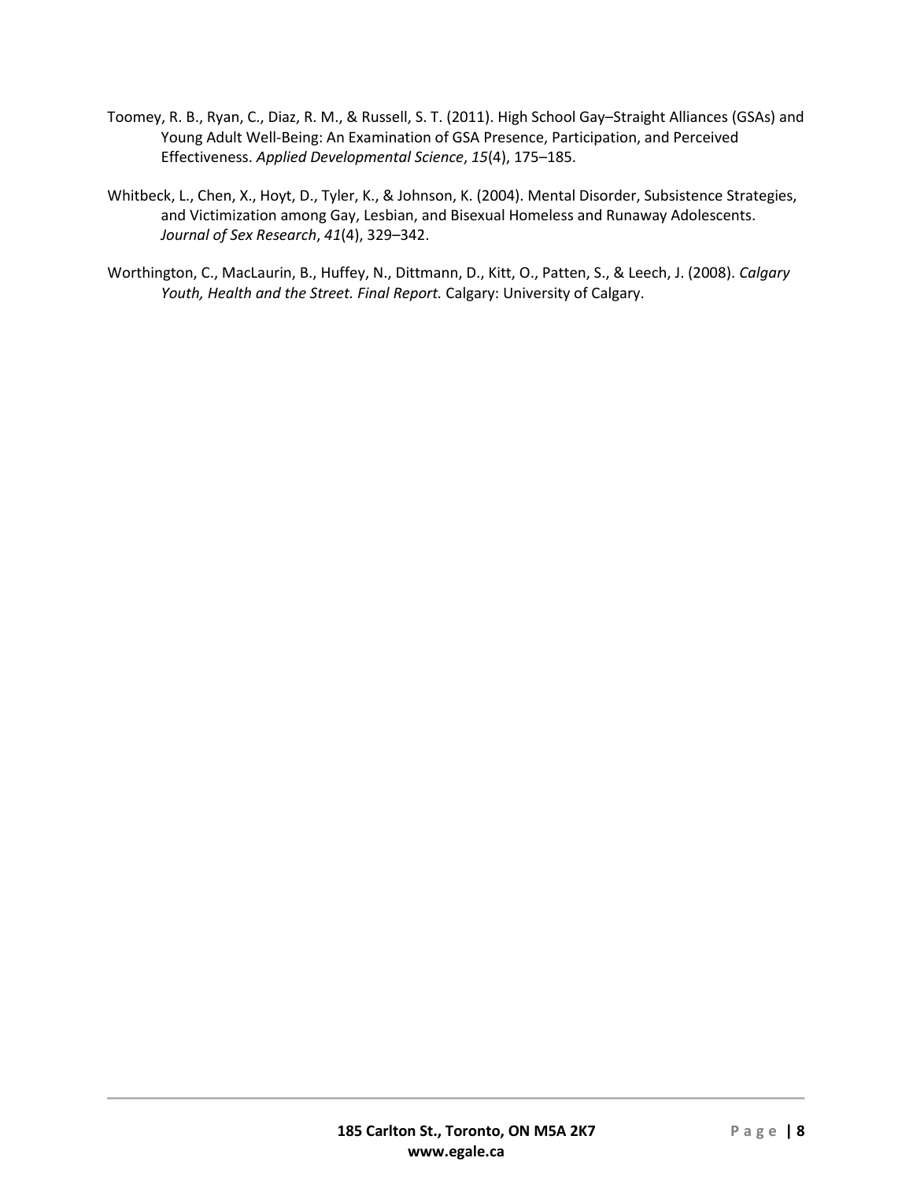Toomey, R. B., Ryan, C., Diaz, R. M., & Russell, S. T. (2011). High School Gay–Straight Alliances (GSAs) and Young Adult Well-Being: An Examination of GSA Presence, Participation, and Perceived Effectiveness. *Applied Developmental Science*, *15*(4), 175–185.

Whitbeck, L., Chen, X., Hoyt, D., Tyler, K., & Johnson, K. (2004). Mental Disorder, Subsistence Strategies, and Victimization among Gay, Lesbian, and Bisexual Homeless and Runaway Adolescents. *Journal of Sex Research*, *41*(4), 329–342.

Worthington, C., MacLaurin, B., Huffey, N., Dittmann, D., Kitt, O., Patten, S., & Leech, J. (2008). *Calgary Youth, Health and the Street. Final Report.* Calgary: University of Calgary.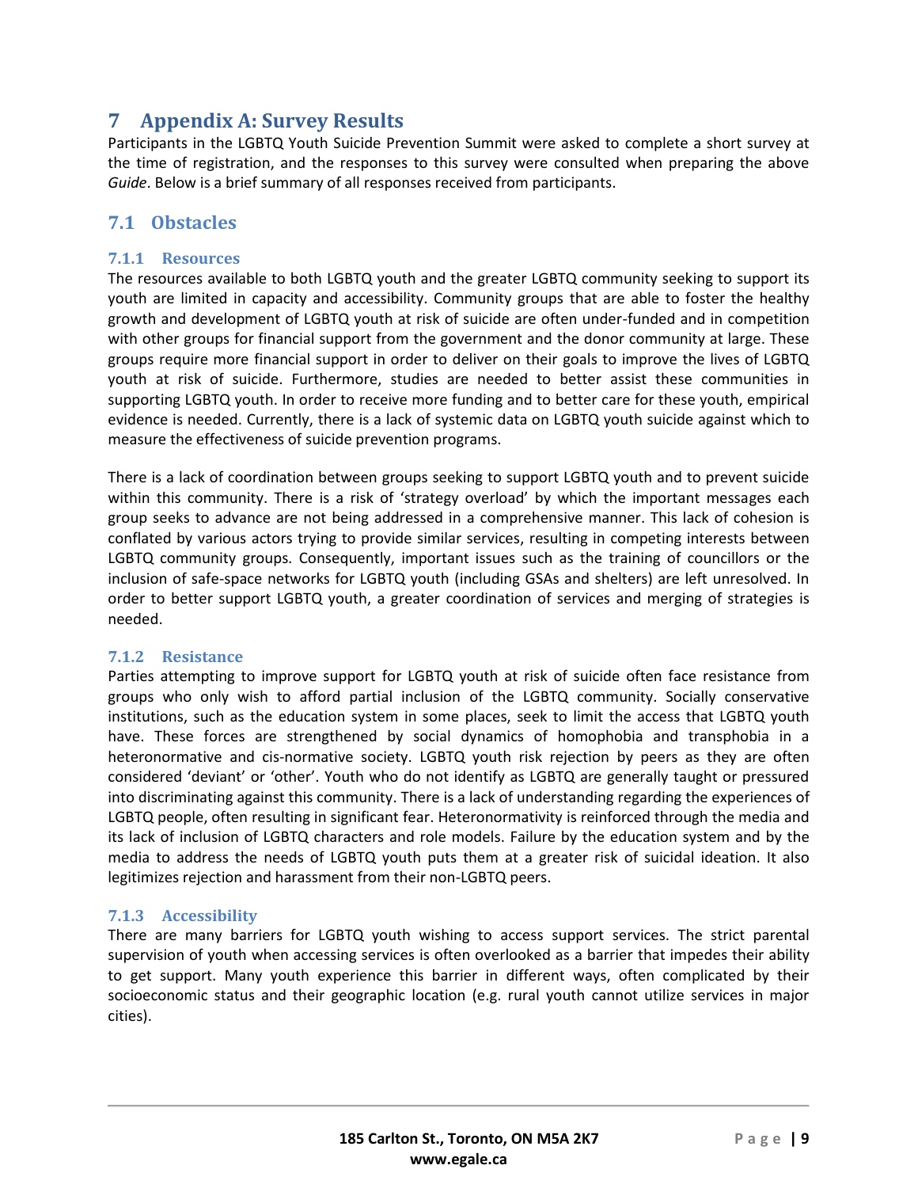# 7 Appendix A: Survey Results

Participants in the LGBTQ Youth Suicide Prevention Summit were asked to complete a short survey at the time of registration, and the responses to this survey were consulted when preparing the above *Guide*. Below is a brief summary of all responses received from participants.

## 7.1 Obstacles

### 7.1.1 Resources

The resources available to both LGBTQ youth and the greater LGBTQ community seeking to support its youth are limited in capacity and accessibility. Community groups that are able to foster the healthy growth and development of LGBTQ youth at risk of suicide are often under-funded and in competition with other groups for financial support from the government and the donor community at large. These groups require more financial support in order to deliver on their goals to improve the lives of LGBTQ youth at risk of suicide. Furthermore, studies are needed to better assist these communities in supporting LGBTQ youth. In order to receive more funding and to better care for these youth, empirical evidence is needed. Currently, there is a lack of systemic data on LGBTQ youth suicide against which to measure the effectiveness of suicide prevention programs.

There is a lack of coordination between groups seeking to support LGBTQ youth and to prevent suicide within this community. There is a risk of 'strategy overload' by which the important messages each group seeks to advance are not being addressed in a comprehensive manner. This lack of cohesion is conflated by various actors trying to provide similar services, resulting in competing interests between LGBTQ community groups. Consequently, important issues such as the training of councillors or the inclusion of safe-space networks for LGBTQ youth (including GSAs and shelters) are left unresolved. In order to better support LGBTQ youth, a greater coordination of services and merging of strategies is needed.

### 7.1.2 Resistance

Parties attempting to improve support for LGBTQ youth at risk of suicide often face resistance from groups who only wish to afford partial inclusion of the LGBTQ community. Socially conservative institutions, such as the education system in some places, seek to limit the access that LGBTQ youth have. These forces are strengthened by social dynamics of homophobia and transphobia in a heteronormative and cis-normative society. LGBTQ youth risk rejection by peers as they are often considered 'deviant' or 'other'. Youth who do not identify as LGBTQ are generally taught or pressured into discriminating against this community. There is a lack of understanding regarding the experiences of LGBTQ people, often resulting in significant fear. Heteronormativity is reinforced through the media and its lack of inclusion of LGBTQ characters and role models. Failure by the education system and by the media to address the needs of LGBTQ youth puts them at a greater risk of suicidal ideation. It also legitimizes rejection and harassment from their non-LGBTQ peers.

### 7.1.3 Accessibility

There are many barriers for LGBTQ youth wishing to access support services. The strict parental supervision of youth when accessing services is often overlooked as a barrier that impedes their ability to get support. Many youth experience this barrier in different ways, often complicated by their socioeconomic status and their geographic location (e.g. rural youth cannot utilize services in major cities).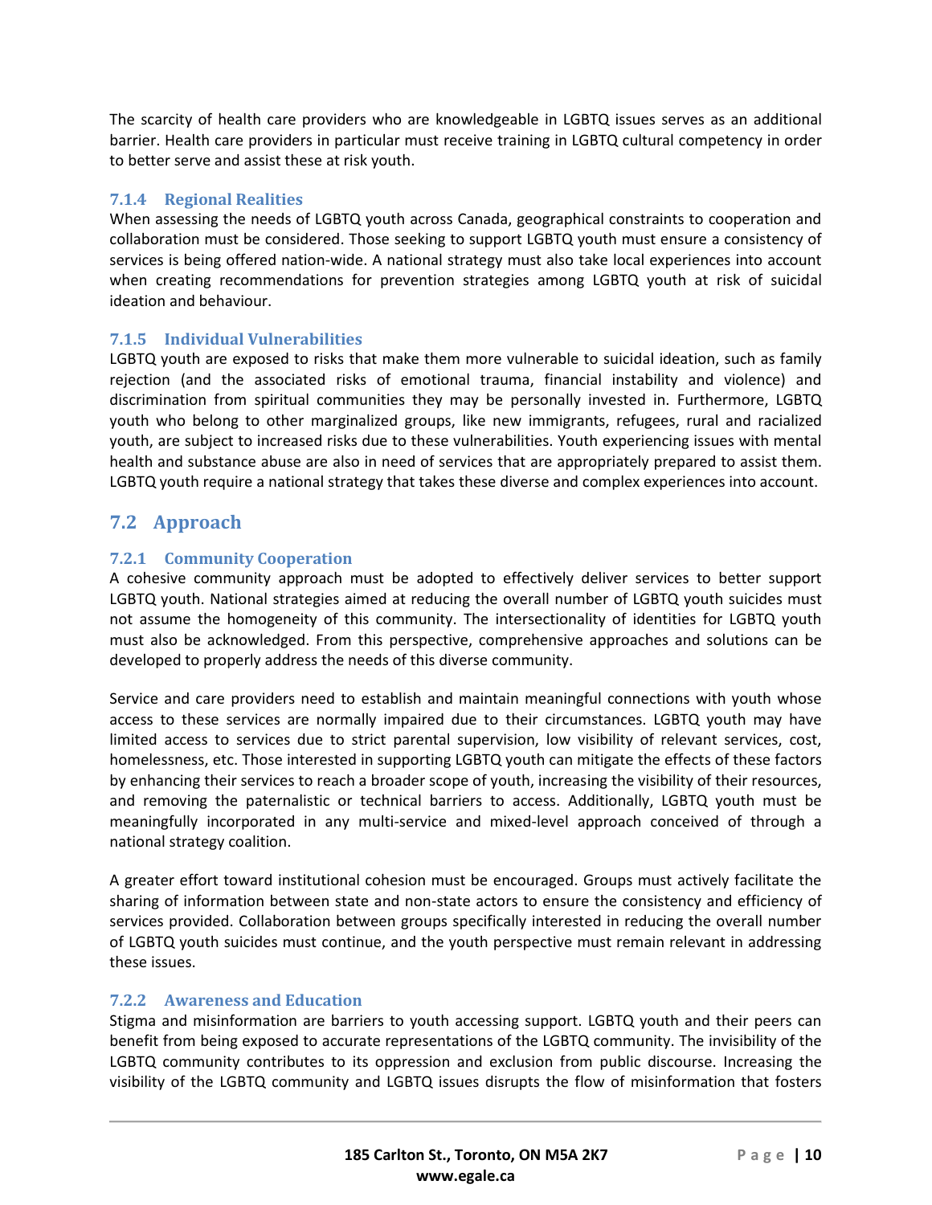The scarcity of health care providers who are knowledgeable in LGBTQ issues serves as an additional barrier. Health care providers in particular must receive training in LGBTQ cultural competency in order to better serve and assist these at risk youth.

### 7.1.4 Regional Realities

When assessing the needs of LGBTQ youth across Canada, geographical constraints to cooperation and collaboration must be considered. Those seeking to support LGBTQ youth must ensure a consistency of services is being offered nation-wide. A national strategy must also take local experiences into account when creating recommendations for prevention strategies among LGBTQ youth at risk of suicidal ideation and behaviour.

### 7.1.5 Individual Vulnerabilities

LGBTQ youth are exposed to risks that make them more vulnerable to suicidal ideation, such as family rejection (and the associated risks of emotional trauma, financial instability and violence) and discrimination from spiritual communities they may be personally invested in. Furthermore, LGBTQ youth who belong to other marginalized groups, like new immigrants, refugees, rural and racialized youth, are subject to increased risks due to these vulnerabilities. Youth experiencing issues with mental health and substance abuse are also in need of services that are appropriately prepared to assist them. LGBTQ youth require a national strategy that takes these diverse and complex experiences into account.

## 7.2 Approach

### 7.2.1 Community Cooperation

A cohesive community approach must be adopted to effectively deliver services to better support LGBTQ youth. National strategies aimed at reducing the overall number of LGBTQ youth suicides must not assume the homogeneity of this community. The intersectionality of identities for LGBTQ youth must also be acknowledged. From this perspective, comprehensive approaches and solutions can be developed to properly address the needs of this diverse community.

Service and care providers need to establish and maintain meaningful connections with youth whose access to these services are normally impaired due to their circumstances. LGBTQ youth may have limited access to services due to strict parental supervision, low visibility of relevant services, cost, homelessness, etc. Those interested in supporting LGBTQ youth can mitigate the effects of these factors by enhancing their services to reach a broader scope of youth, increasing the visibility of their resources, and removing the paternalistic or technical barriers to access. Additionally, LGBTQ youth must be meaningfully incorporated in any multi-service and mixed-level approach conceived of through a national strategy coalition.

A greater effort toward institutional cohesion must be encouraged. Groups must actively facilitate the sharing of information between state and non-state actors to ensure the consistency and efficiency of services provided. Collaboration between groups specifically interested in reducing the overall number of LGBTQ youth suicides must continue, and the youth perspective must remain relevant in addressing these issues.

### 7.2.2 Awareness and Education

Stigma and misinformation are barriers to youth accessing support. LGBTQ youth and their peers can benefit from being exposed to accurate representations of the LGBTQ community. The invisibility of the LGBTQ community contributes to its oppression and exclusion from public discourse. Increasing the visibility of the LGBTQ community and LGBTQ issues disrupts the flow of misinformation that fosters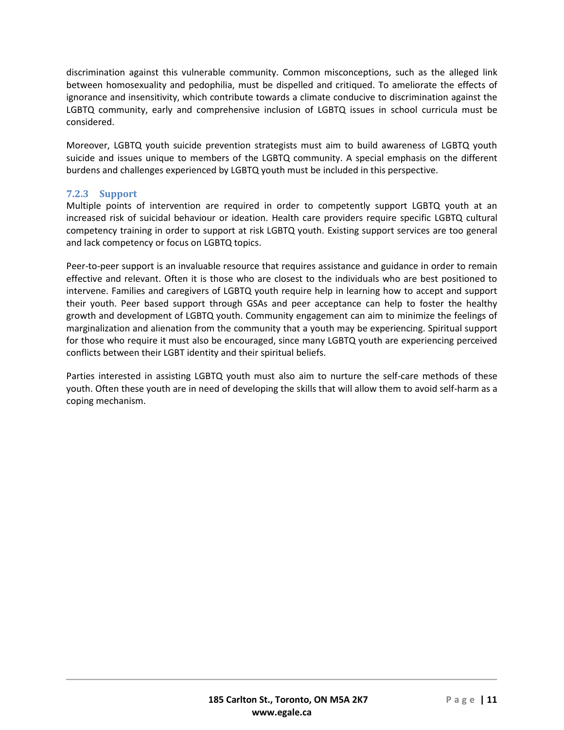discrimination against this vulnerable community. Common misconceptions, such as the alleged link between homosexuality and pedophilia, must be dispelled and critiqued. To ameliorate the effects of ignorance and insensitivity, which contribute towards a climate conducive to discrimination against the LGBTQ community, early and comprehensive inclusion of LGBTQ issues in school curricula must be considered.

Moreover, LGBTQ youth suicide prevention strategists must aim to build awareness of LGBTQ youth suicide and issues unique to members of the LGBTQ community. A special emphasis on the different burdens and challenges experienced by LGBTQ youth must be included in this perspective.

### 7.2.3 Support

Multiple points of intervention are required in order to competently support LGBTQ youth at an increased risk of suicidal behaviour or ideation. Health care providers require specific LGBTQ cultural competency training in order to support at risk LGBTQ youth. Existing support services are too general and lack competency or focus on LGBTQ topics.

Peer-to-peer support is an invaluable resource that requires assistance and guidance in order to remain effective and relevant. Often it is those who are closest to the individuals who are best positioned to intervene. Families and caregivers of LGBTQ youth require help in learning how to accept and support their youth. Peer based support through GSAs and peer acceptance can help to foster the healthy growth and development of LGBTQ youth. Community engagement can aim to minimize the feelings of marginalization and alienation from the community that a youth may be experiencing. Spiritual support for those who require it must also be encouraged, since many LGBTQ youth are experiencing perceived conflicts between their LGBT identity and their spiritual beliefs.

Parties interested in assisting LGBTQ youth must also aim to nurture the self-care methods of these youth. Often these youth are in need of developing the skills that will allow them to avoid self-harm as a coping mechanism.